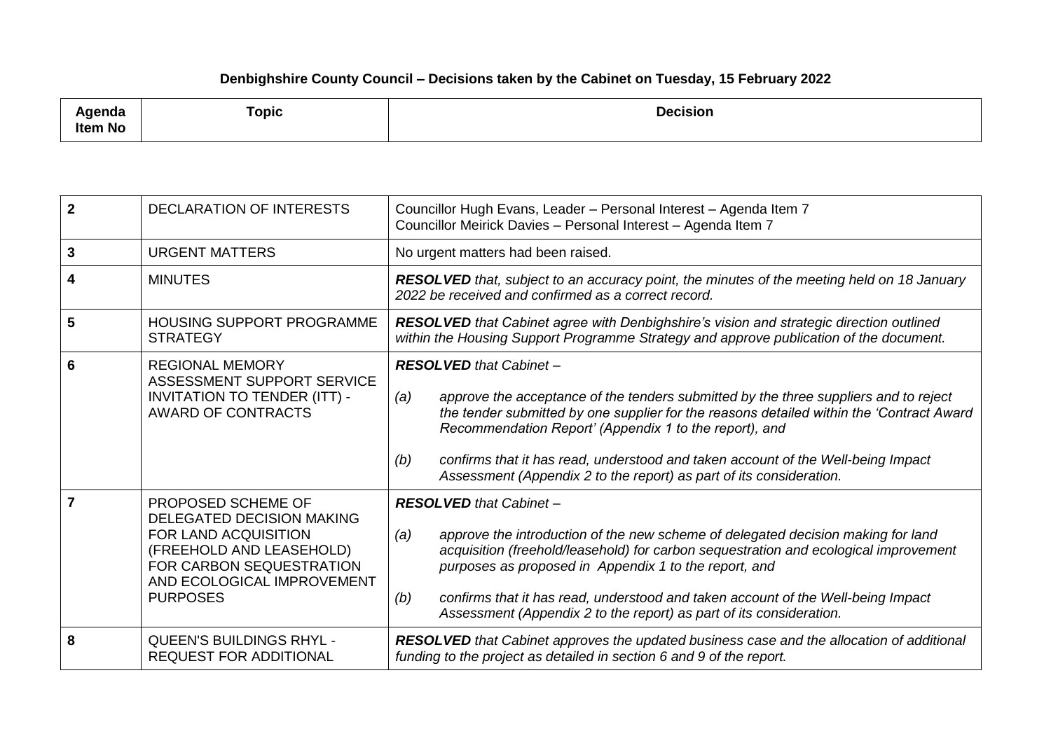**Denbighshire County Council – Decisions taken by the Cabinet on Tuesday, 15 February 2022**

| Agenda Item No | Topic | Decision |
|---|---|---|
| **2** | DECLARATION OF INTERESTS | Councillor Hugh Evans, Leader – Personal Interest – Agenda Item 7<br>Councillor Meirick Davies – Personal Interest – Agenda Item 7 |
| **3** | URGENT MATTERS | No urgent matters had been raised. |
| **4** | MINUTES | ***RESOLVED*** *that, subject to an accuracy point, the minutes of the meeting held on 18 January 2022 be received and confirmed as a correct record.* |
| **5** | HOUSING SUPPORT PROGRAMME STRATEGY | ***RESOLVED*** *that Cabinet agree with Denbighshire's vision and strategic direction outlined within the Housing Support Programme Strategy and approve publication of the document.* |
| **6** | REGIONAL MEMORY ASSESSMENT SUPPORT SERVICE INVITATION TO TENDER (ITT) - AWARD OF CONTRACTS | ***RESOLVED*** *that Cabinet –*<br><br>*(a) approve the acceptance of the tenders submitted by the three suppliers and to reject the tender submitted by one supplier for the reasons detailed within the 'Contract Award Recommendation Report' (Appendix 1 to the report), and*<br><br>*(b) confirms that it has read, understood and taken account of the Well-being Impact Assessment (Appendix 2 to the report) as part of its consideration.* |
| **7** | PROPOSED SCHEME OF DELEGATED DECISION MAKING FOR LAND ACQUISITION (FREEHOLD AND LEASEHOLD) FOR CARBON SEQUESTRATION AND ECOLOGICAL IMPROVEMENT PURPOSES | ***RESOLVED*** *that Cabinet –*<br><br>*(a) approve the introduction of the new scheme of delegated decision making for land acquisition (freehold/leasehold) for carbon sequestration and ecological improvement purposes as proposed in Appendix 1 to the report, and*<br><br>*(b) confirms that it has read, understood and taken account of the Well-being Impact Assessment (Appendix 2 to the report) as part of its consideration.* |
| **8** | QUEEN'S BUILDINGS RHYL - REQUEST FOR ADDITIONAL | ***RESOLVED*** *that Cabinet approves the updated business case and the allocation of additional funding to the project as detailed in section 6 and 9 of the report.* |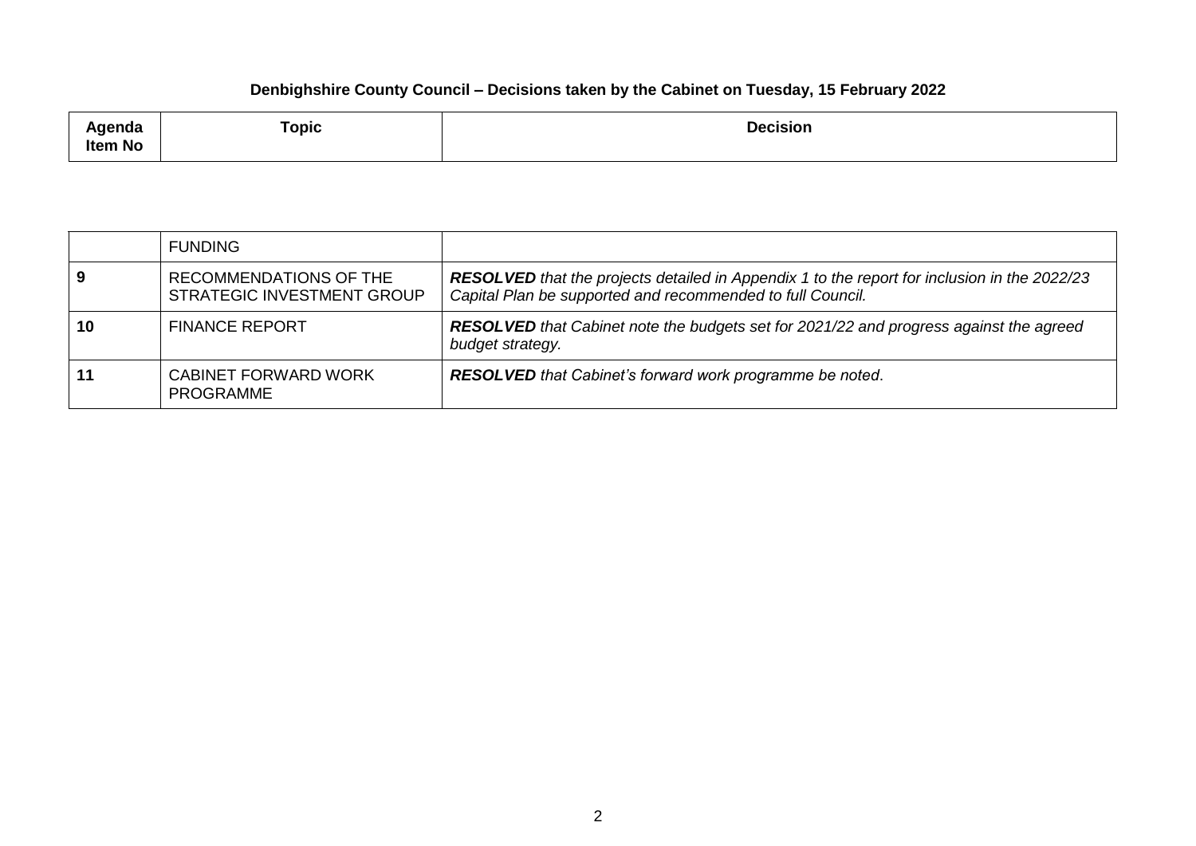**Denbighshire County Council – Decisions taken by the Cabinet on Tuesday, 15 February 2022**

| Agenda Item No | Topic | Decision |
|---|---|---|
| | FUNDING | |
| 9 | RECOMMENDATIONS OF THE STRATEGIC INVESTMENT GROUP | ***RESOLVED*** *that the projects detailed in Appendix 1 to the report for inclusion in the 2022/23 Capital Plan be supported and recommended to full Council.* |
| 10 | FINANCE REPORT | ***RESOLVED*** *that Cabinet note the budgets set for 2021/22 and progress against the agreed budget strategy.* |
| 11 | CABINET FORWARD WORK PROGRAMME | ***RESOLVED*** *that Cabinet's forward work programme be noted.* |